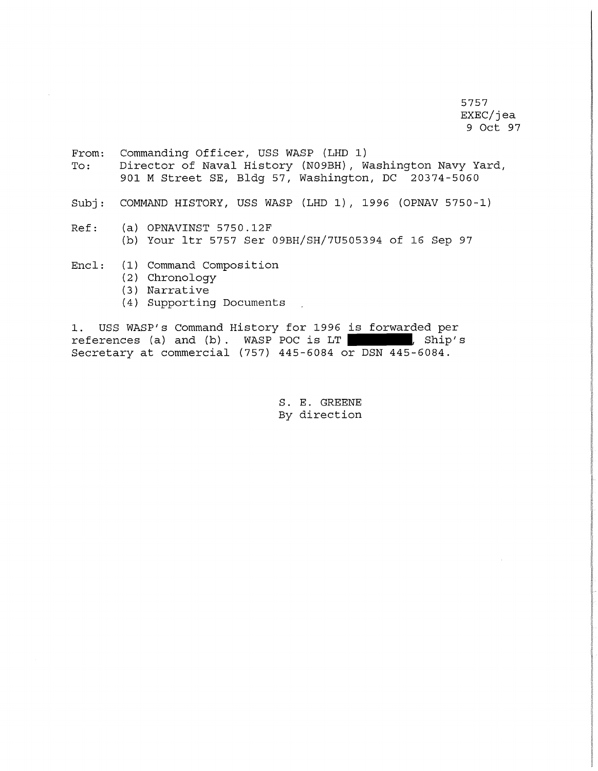5757
EXEC/jea
9 Oct 97

From: Commanding Officer, USS WASP (LHD 1)
To: Director of Naval History (N09BH), Washington Navy Yard, 901 M Street SE, Bldg 57, Washington, DC 20374-5060

Subj: COMMAND HISTORY, USS WASP (LHD 1), 1996 (OPNAV 5750-1)

Ref: (a) OPNAVINST 5750.12F
(b) Your ltr 5757 Ser 09BH/SH/7U505394 of 16 Sep 97

Encl: (1) Command Composition
(2) Chronology
(3) Narrative
(4) Supporting Documents

1. USS WASP's Command History for 1996 is forwarded per references (a) and (b). WASP POC is LT ██████, Ship's Secretary at commercial (757) 445-6084 or DSN 445-6084.

S. E. GREENE
By direction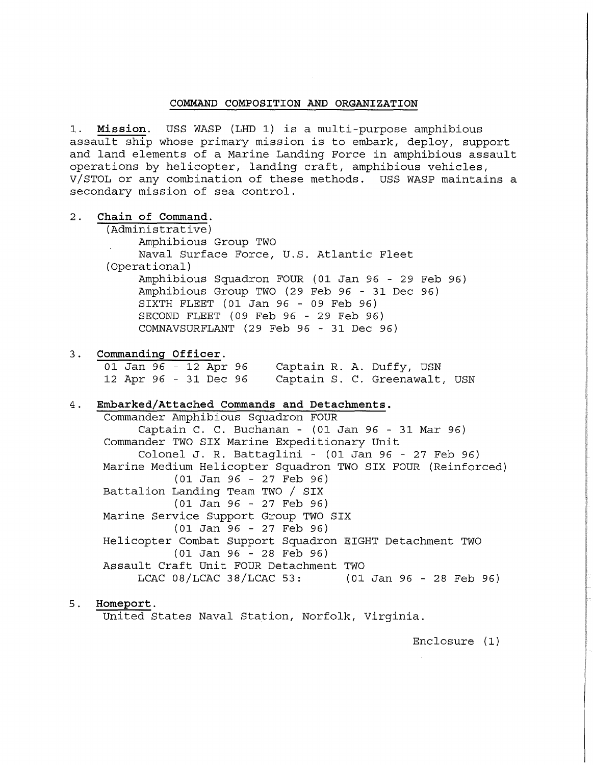## COMMAND COMPOSITION AND ORGANIZATION

1. **Mission**. USS WASP (LHD 1) is a multi-purpose amphibious assault ship whose primary mission is to embark, deploy, support and land elements of a Marine Landing Force in amphibious assault operations by helicopter, landing craft, amphibious vehicles, V/STOL or any combination of these methods. USS WASP maintains a secondary mission of sea control.

2. **Chain of Command**.

   (Administrative)
   - Amphibious Group TWO
   - Naval Surface Force, U.S. Atlantic Fleet

   (Operational)
   - Amphibious Squadron FOUR (01 Jan 96 - 29 Feb 96)
   - Amphibious Group TWO (29 Feb 96 - 31 Dec 96)
   - SIXTH FLEET (01 Jan 96 - 09 Feb 96)
   - SECOND FLEET (09 Feb 96 - 29 Feb 96)
   - COMNAVSURFLANT (29 Feb 96 - 31 Dec 96)

3. **Commanding Officer**.

| | |
|---|---|
| 01 Jan 96 - 12 Apr 96 | Captain R. A. Duffy, USN |
| 12 Apr 96 - 31 Dec 96 | Captain S. C. Greenawalt, USN |

4. **Embarked/Attached Commands and Detachments**.

   Commander Amphibious Squadron FOUR
   - Captain C. C. Buchanan - (01 Jan 96 - 31 Mar 96)

   Commander TWO SIX Marine Expeditionary Unit
   - Colonel J. R. Battaglini - (01 Jan 96 - 27 Feb 96)

   Marine Medium Helicopter Squadron TWO SIX FOUR (Reinforced)
   - (01 Jan 96 - 27 Feb 96)

   Battalion Landing Team TWO / SIX
   - (01 Jan 96 - 27 Feb 96)

   Marine Service Support Group TWO SIX
   - (01 Jan 96 - 27 Feb 96)

   Helicopter Combat Support Squadron EIGHT Detachment TWO
   - (01 Jan 96 - 28 Feb 96)

   Assault Craft Unit FOUR Detachment TWO
   - LCAC 08/LCAC 38/LCAC 53: (01 Jan 96 - 28 Feb 96)

5. **Homeport**.

   United States Naval Station, Norfolk, Virginia.

Enclosure (1)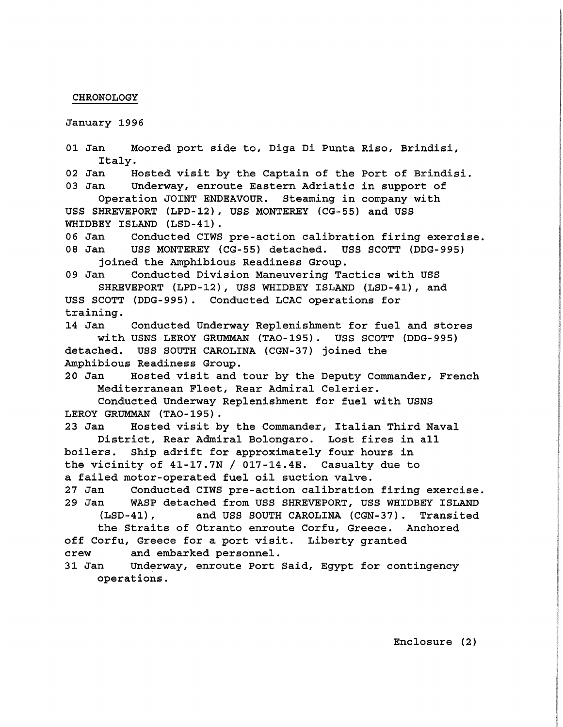CHRONOLOGY

January 1996

01 Jan Moored port side to, Diga Di Punta Riso, Brindisi, Italy.

02 Jan Hosted visit by the Captain of the Port of Brindisi.

03 Jan Underway, enroute Eastern Adriatic in support of Operation JOINT ENDEAVOUR. Steaming in company with USS SHREVEPORT (LPD-12), USS MONTEREY (CG-55) and USS WHIDBEY ISLAND (LSD-41).

06 Jan Conducted CIWS pre-action calibration firing exercise.

08 Jan USS MONTEREY (CG-55) detached. USS SCOTT (DDG-995) joined the Amphibious Readiness Group.

09 Jan Conducted Division Maneuvering Tactics with USS SHREVEPORT (LPD-12), USS WHIDBEY ISLAND (LSD-41), and USS SCOTT (DDG-995). Conducted LCAC operations for training.

14 Jan Conducted Underway Replenishment for fuel and stores with USNS LEROY GRUMMAN (TAO-195). USS SCOTT (DDG-995) detached. USS SOUTH CAROLINA (CGN-37) joined the Amphibious Readiness Group.

20 Jan Hosted visit and tour by the Deputy Commander, French Mediterranean Fleet, Rear Admiral Celerier.
Conducted Underway Replenishment for fuel with USNS LEROY GRUMMAN (TAO-195).

23 Jan Hosted visit by the Commander, Italian Third Naval District, Rear Admiral Bolongaro. Lost fires in all boilers. Ship adrift for approximately four hours in the vicinity of 41-17.7N / 017-14.4E. Casualty due to a failed motor-operated fuel oil suction valve.

27 Jan Conducted CIWS pre-action calibration firing exercise.

29 Jan WASP detached from USS SHREVEPORT, USS WHIDBEY ISLAND (LSD-41), and USS SOUTH CAROLINA (CGN-37). Transited the Straits of Otranto enroute Corfu, Greece. Anchored off Corfu, Greece for a port visit. Liberty granted crew and embarked personnel.

31 Jan Underway, enroute Port Said, Egypt for contingency operations.

Enclosure (2)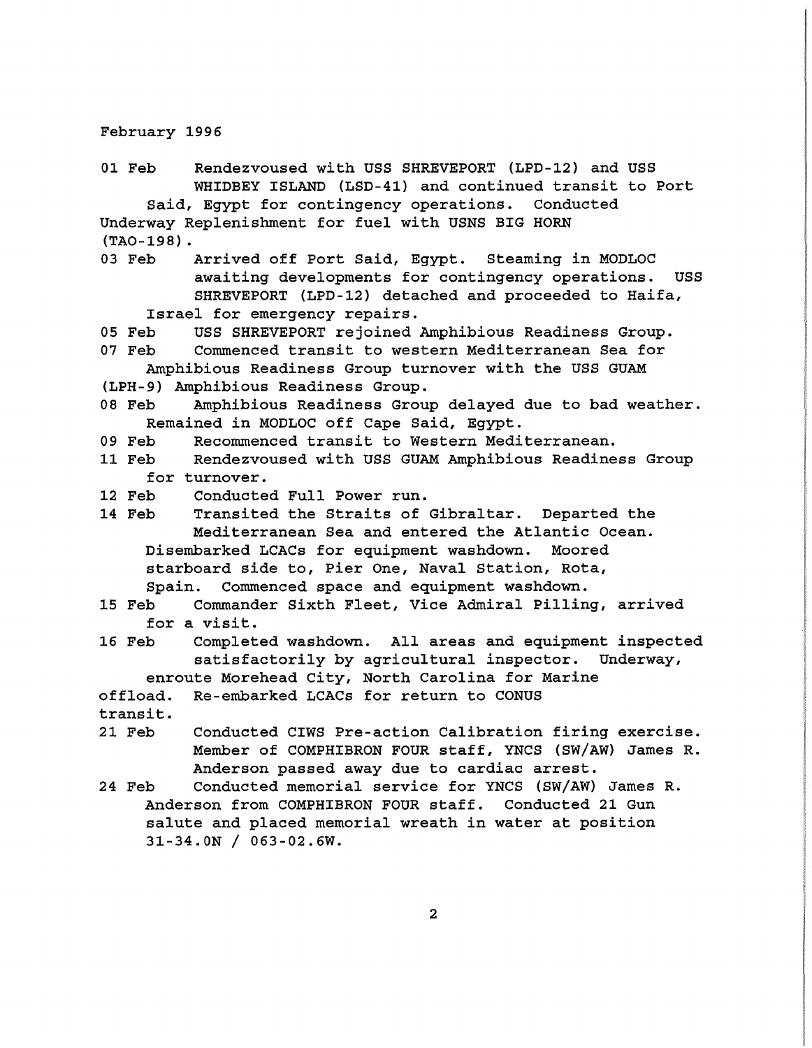February 1996

01 Feb Rendezvoused with USS SHREVEPORT (LPD-12) and USS WHIDBEY ISLAND (LSD-41) and continued transit to Port Said, Egypt for contingency operations. Conducted Underway Replenishment for fuel with USNS BIG HORN (TAO-198).

03 Feb Arrived off Port Said, Egypt. Steaming in MODLOC awaiting developments for contingency operations. USS SHREVEPORT (LPD-12) detached and proceeded to Haifa, Israel for emergency repairs.

05 Feb USS SHREVEPORT rejoined Amphibious Readiness Group.

07 Feb Commenced transit to western Mediterranean Sea for Amphibious Readiness Group turnover with the USS GUAM (LPH-9) Amphibious Readiness Group.

08 Feb Amphibious Readiness Group delayed due to bad weather. Remained in MODLOC off Cape Said, Egypt.

09 Feb Recommenced transit to Western Mediterranean.

11 Feb Rendezvoused with USS GUAM Amphibious Readiness Group for turnover.

12 Feb Conducted Full Power run.

14 Feb Transited the Straits of Gibraltar. Departed the Mediterranean Sea and entered the Atlantic Ocean. Disembarked LCACs for equipment washdown. Moored starboard side to, Pier One, Naval Station, Rota, Spain. Commenced space and equipment washdown.

15 Feb Commander Sixth Fleet, Vice Admiral Pilling, arrived for a visit.

16 Feb Completed washdown. All areas and equipment inspected satisfactorily by agricultural inspector. Underway, enroute Morehead City, North Carolina for Marine offload. Re-embarked LCACs for return to CONUS transit.

21 Feb Conducted CIWS Pre-action Calibration firing exercise. Member of COMPHIBRON FOUR staff, YNCS (SW/AW) James R. Anderson passed away due to cardiac arrest.

24 Feb Conducted memorial service for YNCS (SW/AW) James R. Anderson from COMPHIBRON FOUR staff. Conducted 21 Gun salute and placed memorial wreath in water at position 31-34.0N / 063-02.6W.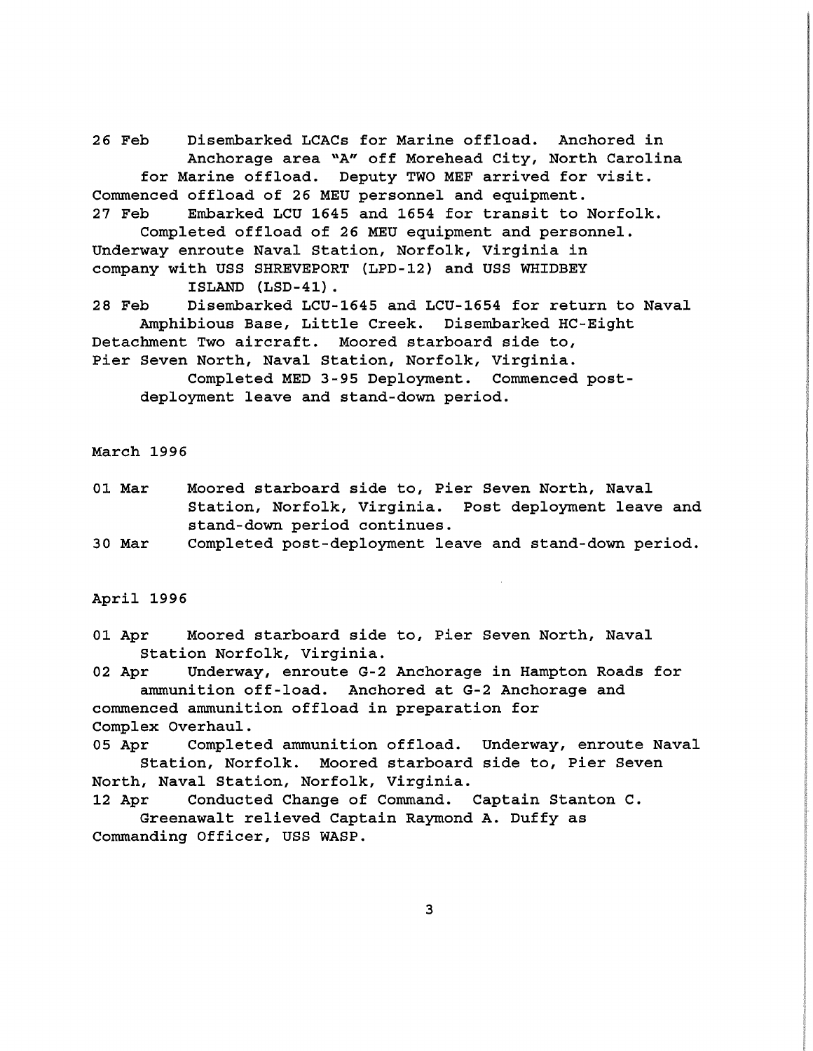26 Feb Disembarked LCACs for Marine offload. Anchored in Anchorage area "A" off Morehead City, North Carolina for Marine offload. Deputy TWO MEF arrived for visit. Commenced offload of 26 MEU personnel and equipment.

27 Feb Embarked LCU 1645 and 1654 for transit to Norfolk. Completed offload of 26 MEU equipment and personnel. Underway enroute Naval Station, Norfolk, Virginia in company with USS SHREVEPORT (LPD-12) and USS WHIDBEY ISLAND (LSD-41).

28 Feb Disembarked LCU-1645 and LCU-1654 for return to Naval Amphibious Base, Little Creek. Disembarked HC-Eight Detachment Two aircraft. Moored starboard side to, Pier Seven North, Naval Station, Norfolk, Virginia. Completed MED 3-95 Deployment. Commenced post-deployment leave and stand-down period.

March 1996

01 Mar Moored starboard side to, Pier Seven North, Naval Station, Norfolk, Virginia. Post deployment leave and stand-down period continues.

30 Mar Completed post-deployment leave and stand-down period.

April 1996

01 Apr Moored starboard side to, Pier Seven North, Naval Station Norfolk, Virginia.

02 Apr Underway, enroute G-2 Anchorage in Hampton Roads for ammunition off-load. Anchored at G-2 Anchorage and commenced ammunition offload in preparation for Complex Overhaul.

05 Apr Completed ammunition offload. Underway, enroute Naval Station, Norfolk. Moored starboard side to, Pier Seven North, Naval Station, Norfolk, Virginia.

12 Apr Conducted Change of Command. Captain Stanton C. Greenawalt relieved Captain Raymond A. Duffy as Commanding Officer, USS WASP.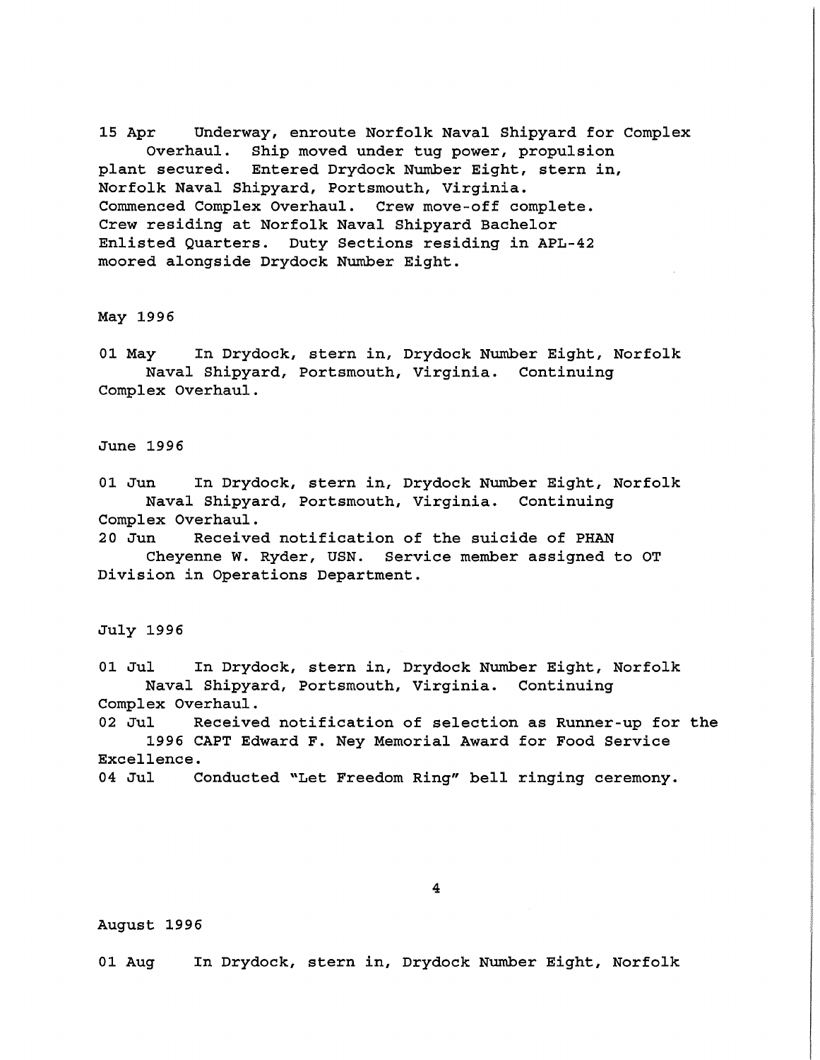15 Apr Underway, enroute Norfolk Naval Shipyard for Complex Overhaul. Ship moved under tug power, propulsion plant secured. Entered Drydock Number Eight, stern in, Norfolk Naval Shipyard, Portsmouth, Virginia. Commenced Complex Overhaul. Crew move-off complete. Crew residing at Norfolk Naval Shipyard Bachelor Enlisted Quarters. Duty Sections residing in APL-42 moored alongside Drydock Number Eight.

May 1996

01 May In Drydock, stern in, Drydock Number Eight, Norfolk Naval Shipyard, Portsmouth, Virginia. Continuing Complex Overhaul.

June 1996

01 Jun In Drydock, stern in, Drydock Number Eight, Norfolk Naval Shipyard, Portsmouth, Virginia. Continuing Complex Overhaul.

20 Jun Received notification of the suicide of PHAN Cheyenne W. Ryder, USN. Service member assigned to OT Division in Operations Department.

July 1996

01 Jul In Drydock, stern in, Drydock Number Eight, Norfolk Naval Shipyard, Portsmouth, Virginia. Continuing Complex Overhaul.

02 Jul Received notification of selection as Runner-up for the 1996 CAPT Edward F. Ney Memorial Award for Food Service Excellence.

04 Jul Conducted "Let Freedom Ring" bell ringing ceremony.

August 1996

01 Aug In Drydock, stern in, Drydock Number Eight, Norfolk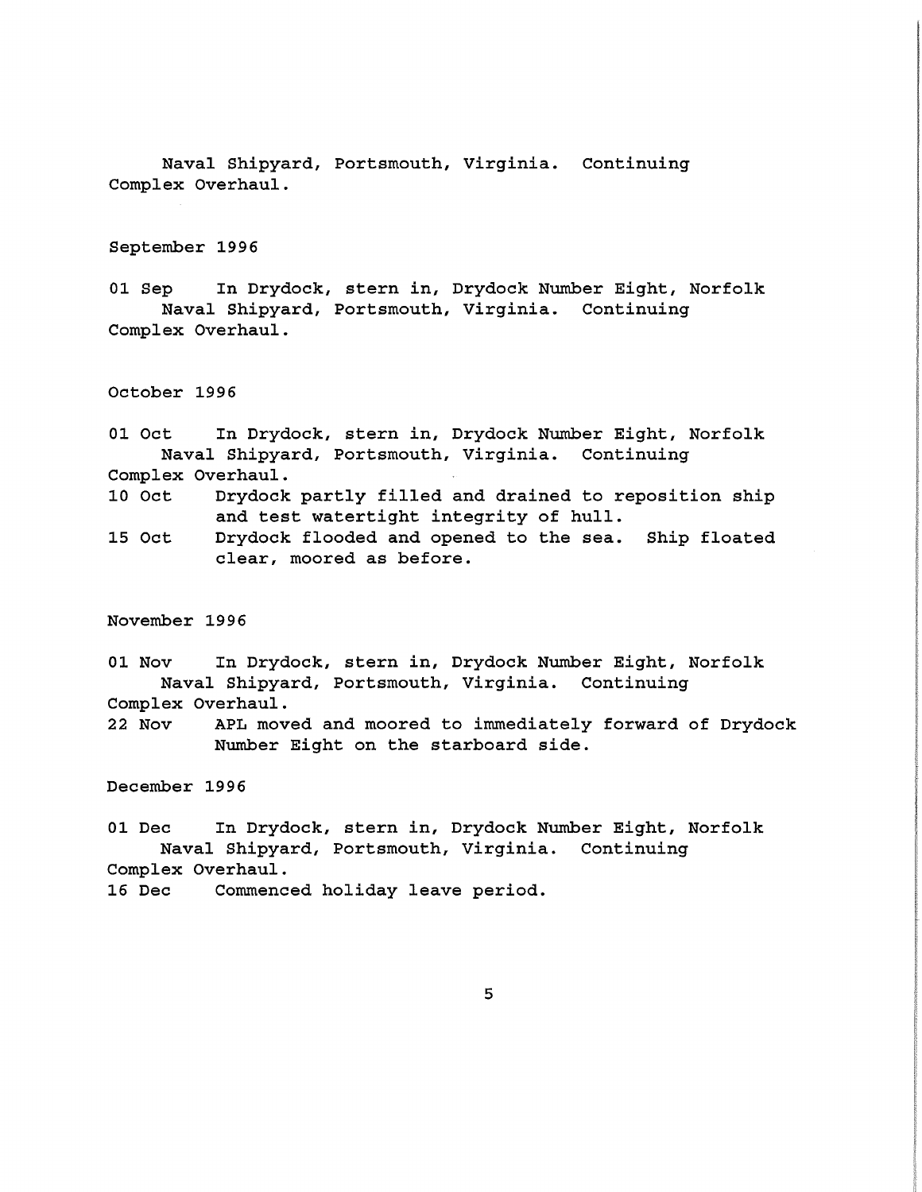Naval Shipyard, Portsmouth, Virginia. Continuing Complex Overhaul.

September 1996

01 Sep In Drydock, stern in, Drydock Number Eight, Norfolk Naval Shipyard, Portsmouth, Virginia. Continuing Complex Overhaul.

October 1996

01 Oct In Drydock, stern in, Drydock Number Eight, Norfolk Naval Shipyard, Portsmouth, Virginia. Continuing Complex Overhaul.

10 Oct Drydock partly filled and drained to reposition ship and test watertight integrity of hull.

15 Oct Drydock flooded and opened to the sea. Ship floated clear, moored as before.

November 1996

01 Nov In Drydock, stern in, Drydock Number Eight, Norfolk Naval Shipyard, Portsmouth, Virginia. Continuing Complex Overhaul.

22 Nov APL moved and moored to immediately forward of Drydock Number Eight on the starboard side.

December 1996

01 Dec In Drydock, stern in, Drydock Number Eight, Norfolk Naval Shipyard, Portsmouth, Virginia. Continuing Complex Overhaul.

16 Dec Commenced holiday leave period.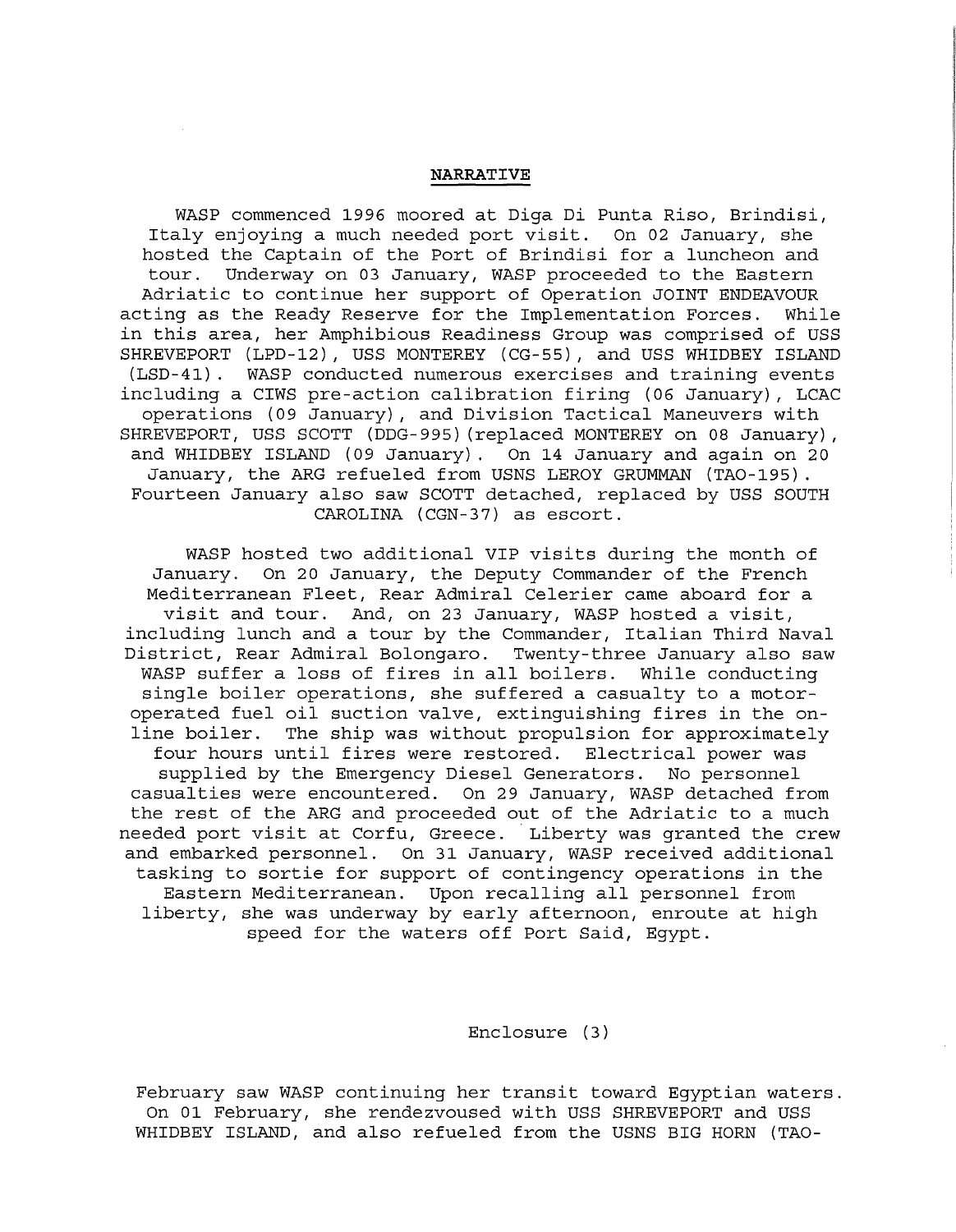## NARRATIVE

WASP commenced 1996 moored at Diga Di Punta Riso, Brindisi, Italy enjoying a much needed port visit. On 02 January, she hosted the Captain of the Port of Brindisi for a luncheon and tour. Underway on 03 January, WASP proceeded to the Eastern Adriatic to continue her support of Operation JOINT ENDEAVOUR acting as the Ready Reserve for the Implementation Forces. While in this area, her Amphibious Readiness Group was comprised of USS SHREVEPORT (LPD-12), USS MONTEREY (CG-55), and USS WHIDBEY ISLAND (LSD-41). WASP conducted numerous exercises and training events including a CIWS pre-action calibration firing (06 January), LCAC operations (09 January), and Division Tactical Maneuvers with SHREVEPORT, USS SCOTT (DDG-995)(replaced MONTEREY on 08 January), and WHIDBEY ISLAND (09 January). On 14 January and again on 20 January, the ARG refueled from USNS LEROY GRUMMAN (TAO-195). Fourteen January also saw SCOTT detached, replaced by USS SOUTH CAROLINA (CGN-37) as escort.

WASP hosted two additional VIP visits during the month of January. On 20 January, the Deputy Commander of the French Mediterranean Fleet, Rear Admiral Celerier came aboard for a visit and tour. And, on 23 January, WASP hosted a visit, including lunch and a tour by the Commander, Italian Third Naval District, Rear Admiral Bolongaro. Twenty-three January also saw WASP suffer a loss of fires in all boilers. While conducting single boiler operations, she suffered a casualty to a motor-operated fuel oil suction valve, extinguishing fires in the on-line boiler. The ship was without propulsion for approximately four hours until fires were restored. Electrical power was supplied by the Emergency Diesel Generators. No personnel casualties were encountered. On 29 January, WASP detached from the rest of the ARG and proceeded out of the Adriatic to a much needed port visit at Corfu, Greece. Liberty was granted the crew and embarked personnel. On 31 January, WASP received additional tasking to sortie for support of contingency operations in the Eastern Mediterranean. Upon recalling all personnel from liberty, she was underway by early afternoon, enroute at high speed for the waters off Port Said, Egypt.

Enclosure (3)

February saw WASP continuing her transit toward Egyptian waters. On 01 February, she rendezvoused with USS SHREVEPORT and USS WHIDBEY ISLAND, and also refueled from the USNS BIG HORN (TAO-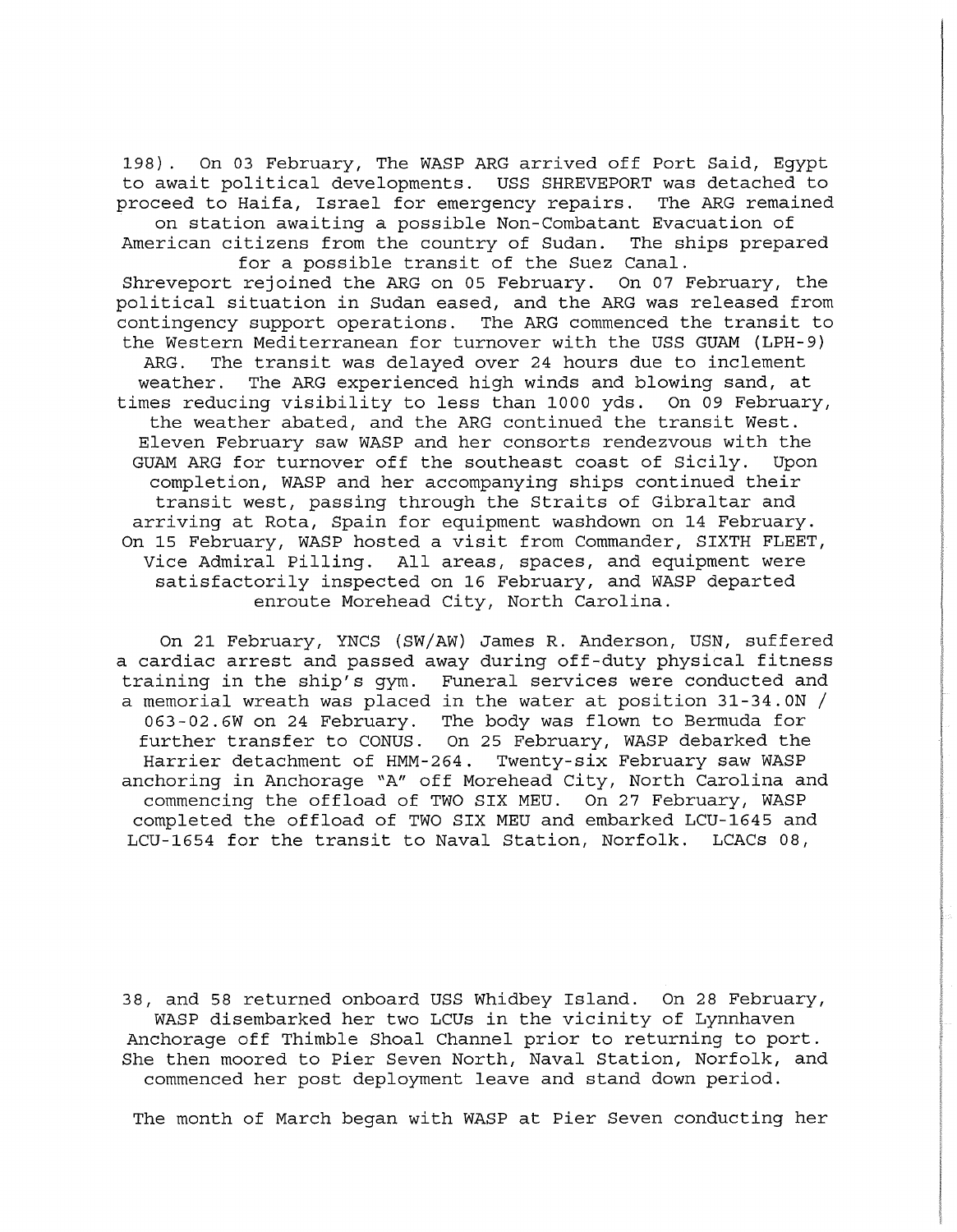198). On 03 February, The WASP ARG arrived off Port Said, Egypt to await political developments. USS SHREVEPORT was detached to proceed to Haifa, Israel for emergency repairs. The ARG remained on station awaiting a possible Non-Combatant Evacuation of American citizens from the country of Sudan. The ships prepared for a possible transit of the Suez Canal. Shreveport rejoined the ARG on 05 February. On 07 February, the political situation in Sudan eased, and the ARG was released from contingency support operations. The ARG commenced the transit to the Western Mediterranean for turnover with the USS GUAM (LPH-9) ARG. The transit was delayed over 24 hours due to inclement weather. The ARG experienced high winds and blowing sand, at times reducing visibility to less than 1000 yds. On 09 February, the weather abated, and the ARG continued the transit West. Eleven February saw WASP and her consorts rendezvous with the GUAM ARG for turnover off the southeast coast of Sicily. Upon completion, WASP and her accompanying ships continued their transit west, passing through the Straits of Gibraltar and arriving at Rota, Spain for equipment washdown on 14 February. On 15 February, WASP hosted a visit from Commander, SIXTH FLEET, Vice Admiral Pilling. All areas, spaces, and equipment were satisfactorily inspected on 16 February, and WASP departed enroute Morehead City, North Carolina.

On 21 February, YNCS (SW/AW) James R. Anderson, USN, suffered a cardiac arrest and passed away during off-duty physical fitness training in the ship's gym. Funeral services were conducted and a memorial wreath was placed in the water at position 31-34.0N / 063-02.6W on 24 February. The body was flown to Bermuda for further transfer to CONUS. On 25 February, WASP debarked the Harrier detachment of HMM-264. Twenty-six February saw WASP anchoring in Anchorage "A" off Morehead City, North Carolina and commencing the offload of TWO SIX MEU. On 27 February, WASP completed the offload of TWO SIX MEU and embarked LCU-1645 and LCU-1654 for the transit to Naval Station, Norfolk. LCACs 08, 38, and 58 returned onboard USS Whidbey Island. On 28 February, WASP disembarked her two LCUs in the vicinity of Lynnhaven Anchorage off Thimble Shoal Channel prior to returning to port. She then moored to Pier Seven North, Naval Station, Norfolk, and commenced her post deployment leave and stand down period.

The month of March began with WASP at Pier Seven conducting her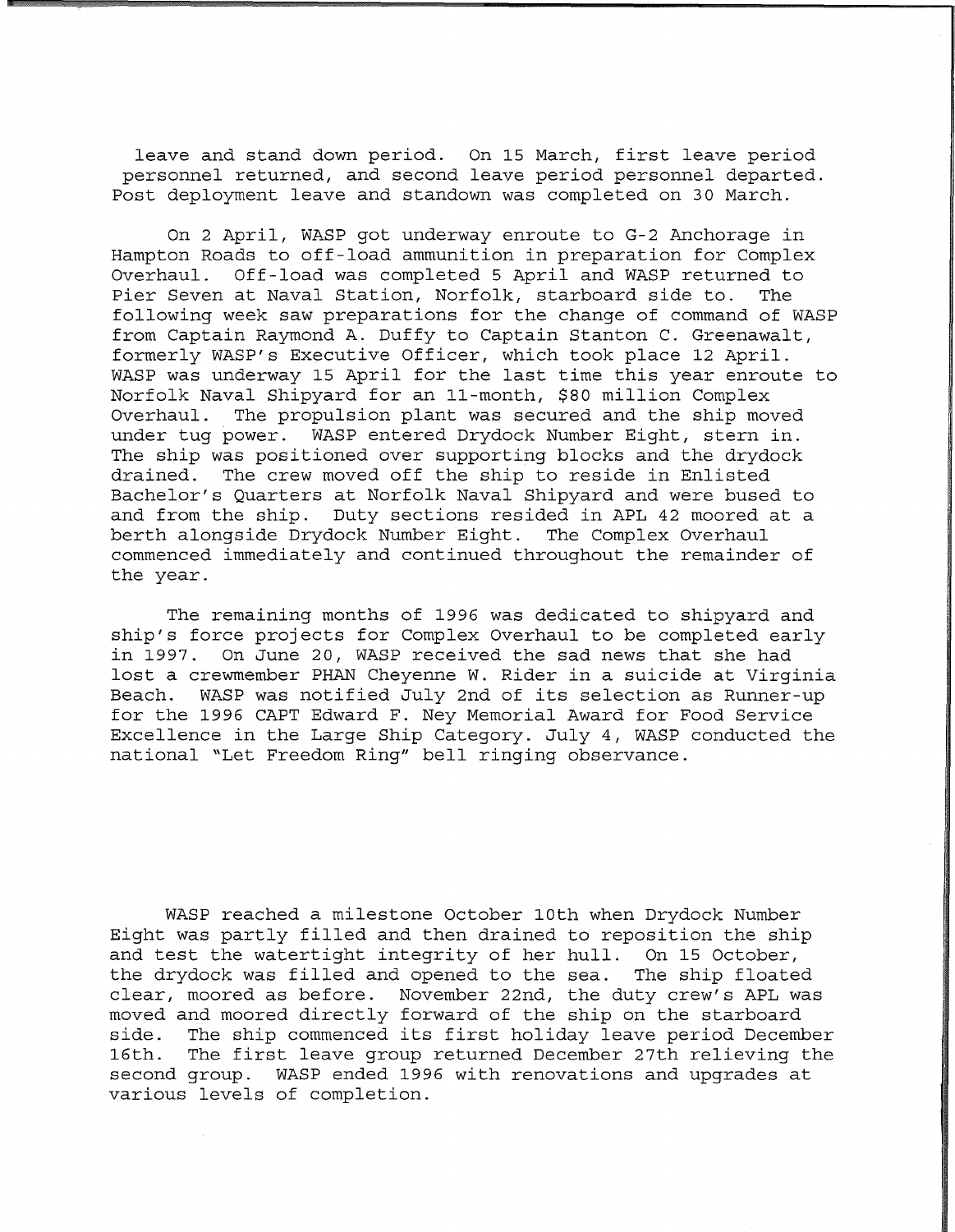leave and stand down period. On 15 March, first leave period personnel returned, and second leave period personnel departed. Post deployment leave and standown was completed on 30 March.

On 2 April, WASP got underway enroute to G-2 Anchorage in Hampton Roads to off-load ammunition in preparation for Complex Overhaul. Off-load was completed 5 April and WASP returned to Pier Seven at Naval Station, Norfolk, starboard side to. The following week saw preparations for the change of command of WASP from Captain Raymond A. Duffy to Captain Stanton C. Greenawalt, formerly WASP's Executive Officer, which took place 12 April. WASP was underway 15 April for the last time this year enroute to Norfolk Naval Shipyard for an 11-month, $80 million Complex Overhaul. The propulsion plant was secured and the ship moved under tug power. WASP entered Drydock Number Eight, stern in. The ship was positioned over supporting blocks and the drydock drained. The crew moved off the ship to reside in Enlisted Bachelor's Quarters at Norfolk Naval Shipyard and were bused to and from the ship. Duty sections resided in APL 42 moored at a berth alongside Drydock Number Eight. The Complex Overhaul commenced immediately and continued throughout the remainder of the year.

The remaining months of 1996 was dedicated to shipyard and ship's force projects for Complex Overhaul to be completed early in 1997. On June 20, WASP received the sad news that she had lost a crewmember PHAN Cheyenne W. Rider in a suicide at Virginia Beach. WASP was notified July 2nd of its selection as Runner-up for the 1996 CAPT Edward F. Ney Memorial Award for Food Service Excellence in the Large Ship Category. July 4, WASP conducted the national "Let Freedom Ring" bell ringing observance.

WASP reached a milestone October 10th when Drydock Number Eight was partly filled and then drained to reposition the ship and test the watertight integrity of her hull. On 15 October, the drydock was filled and opened to the sea. The ship floated clear, moored as before. November 22nd, the duty crew's APL was moved and moored directly forward of the ship on the starboard side. The ship commenced its first holiday leave period December 16th. The first leave group returned December 27th relieving the second group. WASP ended 1996 with renovations and upgrades at various levels of completion.